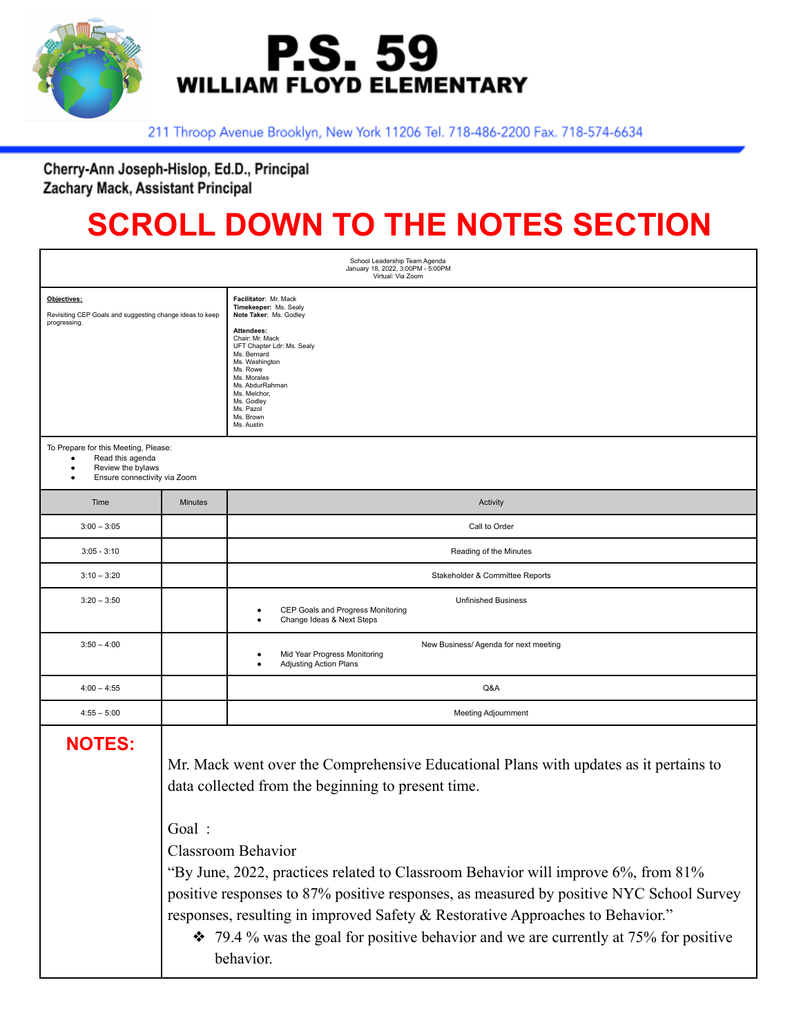# P.S. 59
## WILLIAM FLOYD ELEMENTARY

211 Throop Avenue Brooklyn, New York 11206 Tel. 718-486-2200 Fax. 718-574-6634

**Cherry-Ann Joseph-Hislop, Ed.D., Principal**
**Zachary Mack, Assistant Principal**

# SCROLL DOWN TO THE NOTES SECTION

School Leadership Team Agenda
January 18, 2022, 3:00PM - 5:00PM
Virtual: Via Zoom

| **Objectives:** | |
|---|---|
| Revisiting CEP Goals and suggesting change ideas to keep progressing. | **Facilitator**: Mr. Mack<br>**Timekeeper:** Ms. Sealy<br>**Note Taker**: Ms. Godley<br><br>**Attendees:**<br>Chair: Mr. Mack<br>UFT Chapter Ldr: Ms. Sealy<br>Ms. Bernard<br>Ms. Washington<br>Ms. Rowe<br>Ms. Morales<br>Ms. AbdurRahman<br>Ms. Melchor,<br>Ms. Godley<br>Ms. Pazol<br>Ms. Brown<br>Ms. Austin |

To Prepare for this Meeting, Please:
- Read this agenda
- Review the bylaws
- Ensure connectivity via Zoom

| Time | Minutes | Activity |
|---|---|---|
| 3:00 – 3:05 | | Call to Order |
| 3:05 - 3:10 | | Reading of the Minutes |
| 3:10 – 3:20 | | Stakeholder & Committee Reports |
| 3:20 – 3:50 | | Unfinished Business<br>• CEP Goals and Progress Monitoring<br>• Change Ideas & Next Steps |
| 3:50 – 4:00 | | New Business/ Agenda for next meeting<br>• Mid Year Progress Monitoring<br>• Adjusting Action Plans |
| 4:00 – 4:55 | | Q&A |
| 4:55 – 5:00 | | Meeting Adjournment |

## NOTES:

Mr. Mack went over the Comprehensive Educational Plans with updates as it pertains to data collected from the beginning to present time.

Goal :
Classroom Behavior
"By June, 2022, practices related to Classroom Behavior will improve 6%, from 81% positive responses to 87% positive responses, as measured by positive NYC School Survey responses, resulting in improved Safety & Restorative Approaches to Behavior."

- 79.4 % was the goal for positive behavior and we are currently at 75% for positive behavior.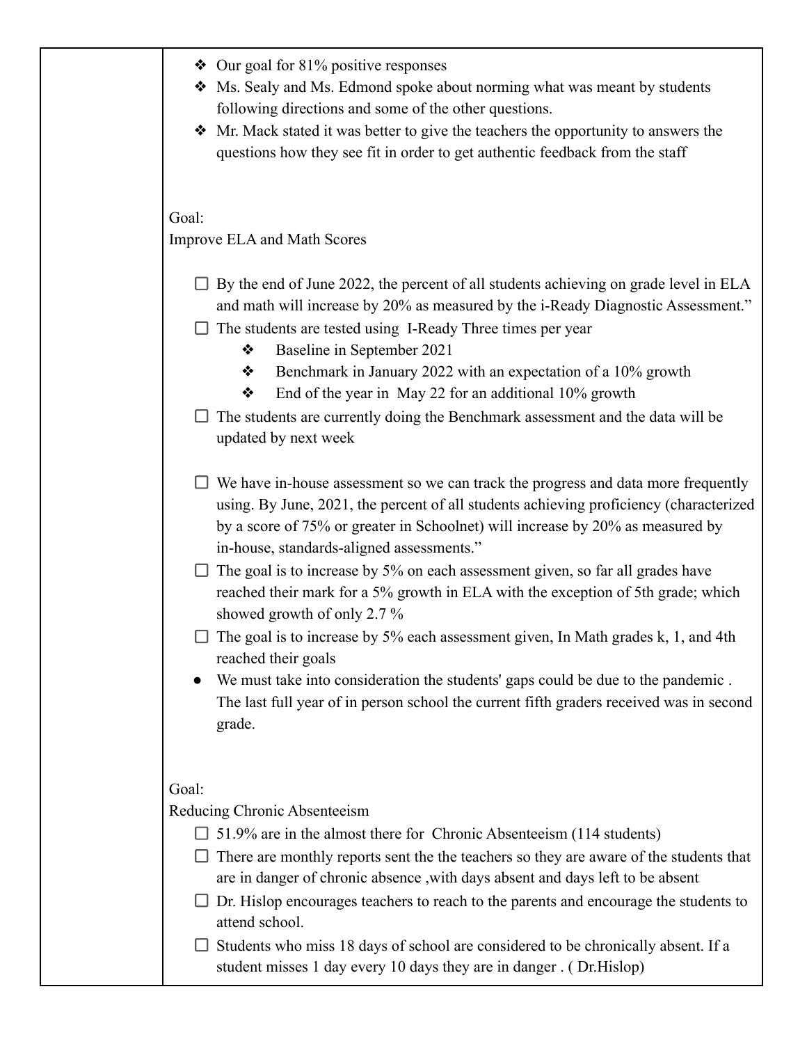| | |
|---|---|
| | ❖ Our goal for 81% positive responses<br>❖ Ms. Sealy and Ms. Edmond spoke about norming what was meant by students following directions and some of the other questions.<br>❖ Mr. Mack stated it was better to give the teachers the opportunity to answers the questions how they see fit in order to get authentic feedback from the staff<br><br>Goal:<br>Improve ELA and Math Scores<br><br>☐ By the end of June 2022, the percent of all students achieving on grade level in ELA and math will increase by 20% as measured by the i-Ready Diagnostic Assessment."<br>☐ The students are tested using I-Ready Three times per year<br>&nbsp;&nbsp;&nbsp;&nbsp;❖ Baseline in September 2021<br>&nbsp;&nbsp;&nbsp;&nbsp;❖ Benchmark in January 2022 with an expectation of a 10% growth<br>&nbsp;&nbsp;&nbsp;&nbsp;❖ End of the year in May 22 for an additional 10% growth<br>☐ The students are currently doing the Benchmark assessment and the data will be updated by next week<br><br>☐ We have in-house assessment so we can track the progress and data more frequently using. By June, 2021, the percent of all students achieving proficiency (characterized by a score of 75% or greater in Schoolnet) will increase by 20% as measured by in-house, standards-aligned assessments."<br>☐ The goal is to increase by 5% on each assessment given, so far all grades have reached their mark for a 5% growth in ELA with the exception of 5th grade; which showed growth of only 2.7 %<br>☐ The goal is to increase by 5% each assessment given, In Math grades k, 1, and 4th reached their goals<br>● We must take into consideration the students' gaps could be due to the pandemic . The last full year of in person school the current fifth graders received was in second grade.<br><br>Goal:<br>Reducing Chronic Absenteeism<br>☐ 51.9% are in the almost there for Chronic Absenteeism (114 students)<br>☐ There are monthly reports sent the the teachers so they are aware of the students that are in danger of chronic absence ,with days absent and days left to be absent<br>☐ Dr. Hislop encourages teachers to reach to the parents and encourage the students to attend school.<br>☐ Students who miss 18 days of school are considered to be chronically absent. If a student misses 1 day every 10 days they are in danger . ( Dr.Hislop) |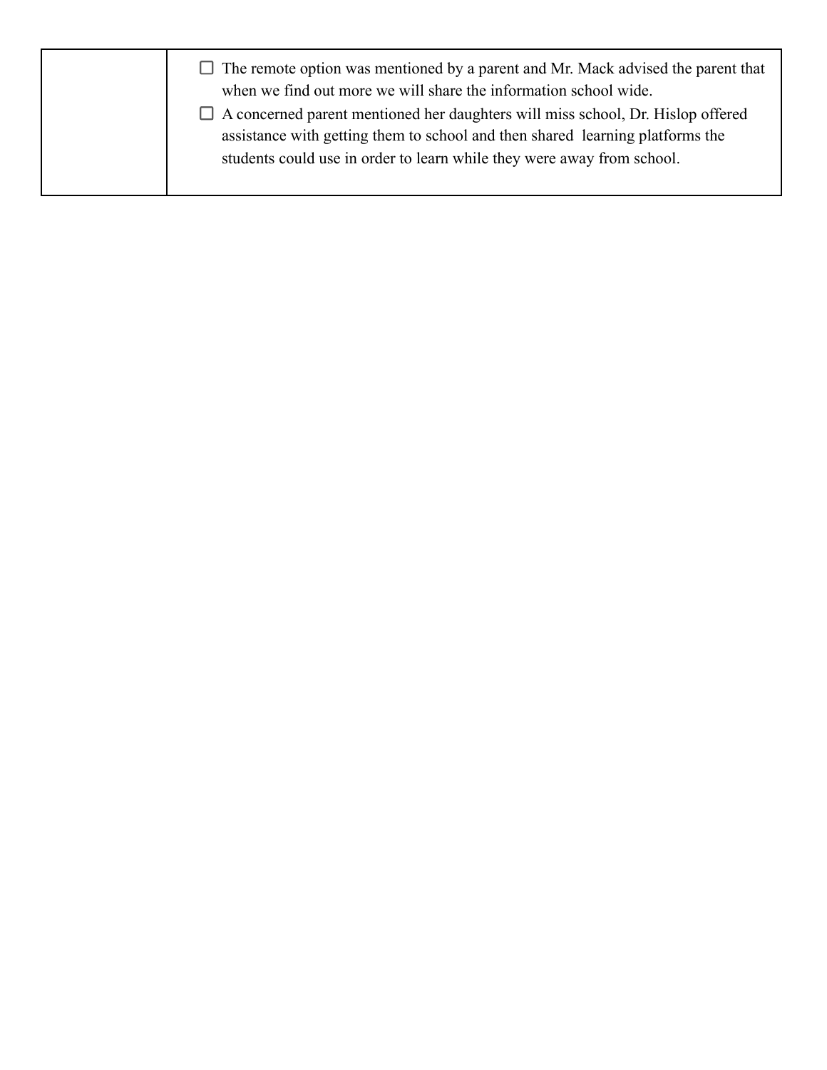| | |
|---|---|
| | ☐ The remote option was mentioned by a parent and Mr. Mack advised the parent that when we find out more we will share the information school wide.<br>☐ A concerned parent mentioned her daughters will miss school, Dr. Hislop offered assistance with getting them to school and then shared learning platforms the students could use in order to learn while they were away from school. |